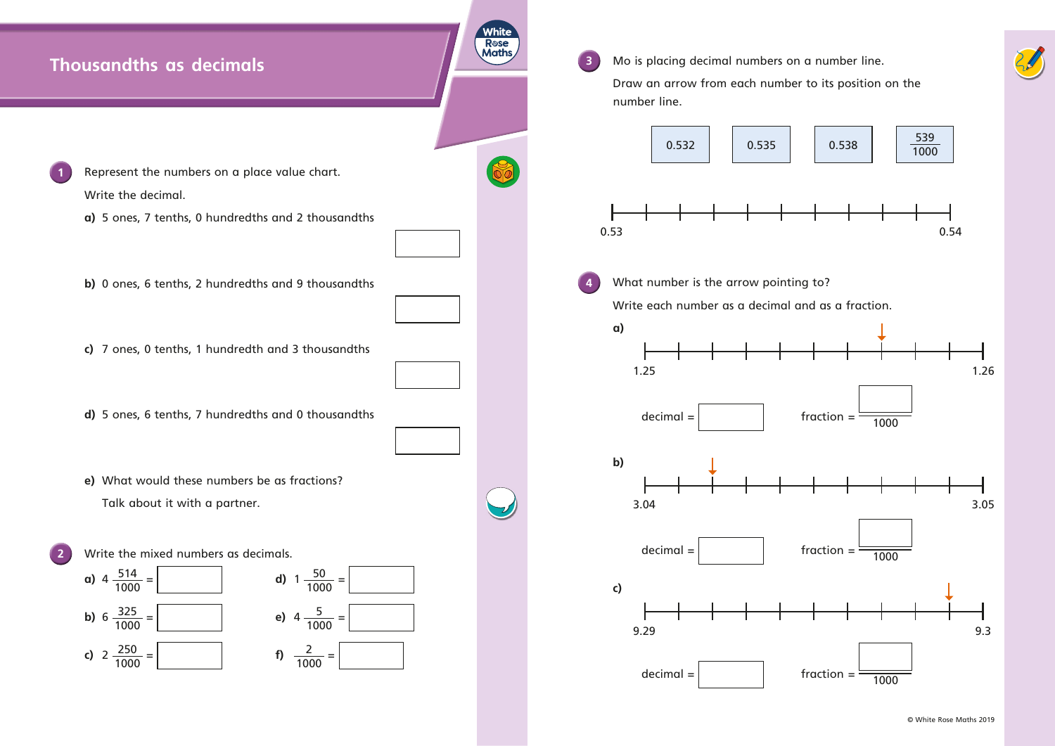# Thousandths as decimals

**1** Represent the numbers on a place value chart.

Write the decimal.

**a)** 5 ones, 7 tenths, 0 hundredths and 2 thousandths

**b)** 0 ones, 6 tenths, 2 hundredths and 9 thousandths

**c)** 7 ones, 0 tenths, 1 hundredth and 3 thousandths

**d)** 5 ones, 6 tenths, 7 hundredths and 0 thousandths

**e)** What would these numbers be as fractions?

Talk about it with a partner.

**2** Write the mixed numbers as decimals.

**a)** $4\frac{514}{1000} =$ ______

**b)** $6\frac{325}{1000} =$ ______

**c)** $2\frac{250}{1000} =$ ______

**d)** $1\frac{50}{1000} =$ ______

**e)** $4\frac{5}{1000} =$ ______

**f)** $\frac{2}{1000} =$ ______

**3** Mo is placing decimal numbers on a number line.

Draw an arrow from each number to its position on the number line.

0.532 | 0.535 | 0.538 | $\frac{539}{1000}$

0.53 ——————————— 0.54

**4** What number is the arrow pointing to?

Write each number as a decimal and as a fraction.

**a)** 1.25 ——————————— 1.26

decimal = ______ fraction = $\frac{\quad}{1000}$

**b)** 3.04 ——————————— 3.05

decimal = ______ fraction = $\frac{\quad}{1000}$

**c)** 9.29 ——————————— 9.3

decimal = ______ fraction = $\frac{\quad}{1000}$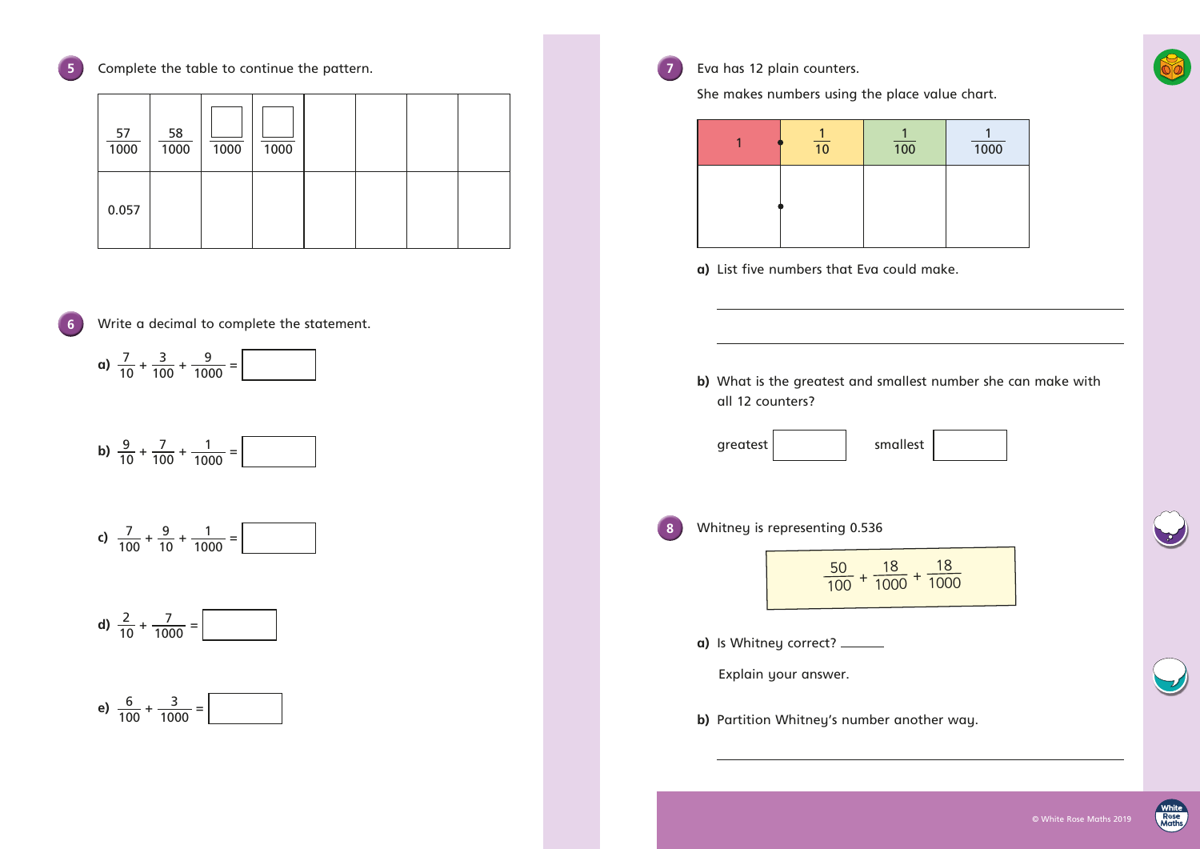**5** Complete the table to continue the pattern.

| | | | | | | | |
|---|---|---|---|---|---|---|---|
| $\frac{57}{1000}$ | $\frac{58}{1000}$ | $\frac{\square}{1000}$ | $\frac{\square}{1000}$ | | | | |
| 0.057 | | | | | | | |

**6** Write a decimal to complete the statement.

**a)** $\frac{7}{10} + \frac{3}{100} + \frac{9}{1000} = \square$

**b)** $\frac{9}{10} + \frac{7}{100} + \frac{1}{1000} = \square$

**c)** $\frac{7}{100} + \frac{9}{10} + \frac{1}{1000} = \square$

**d)** $\frac{2}{10} + \frac{7}{1000} = \square$

**e)** $\frac{6}{100} + \frac{3}{1000} = \square$

**7** Eva has 12 plain counters.

She makes numbers using the place value chart.

| 1 | $\frac{1}{10}$ | $\frac{1}{100}$ | $\frac{1}{1000}$ |
|---|---|---|---|
| | | | |

**a)** List five numbers that Eva could make.

______________________________

______________________________

**b)** What is the greatest and smallest number she can make with all 12 counters?

greatest $\square$ smallest $\square$

**8** Whitney is representing 0.536

$$\frac{50}{100} + \frac{18}{1000} + \frac{18}{1000}$$

**a)** Is Whitney correct? ______

Explain your answer.

**b)** Partition Whitney's number another way.

______________________________